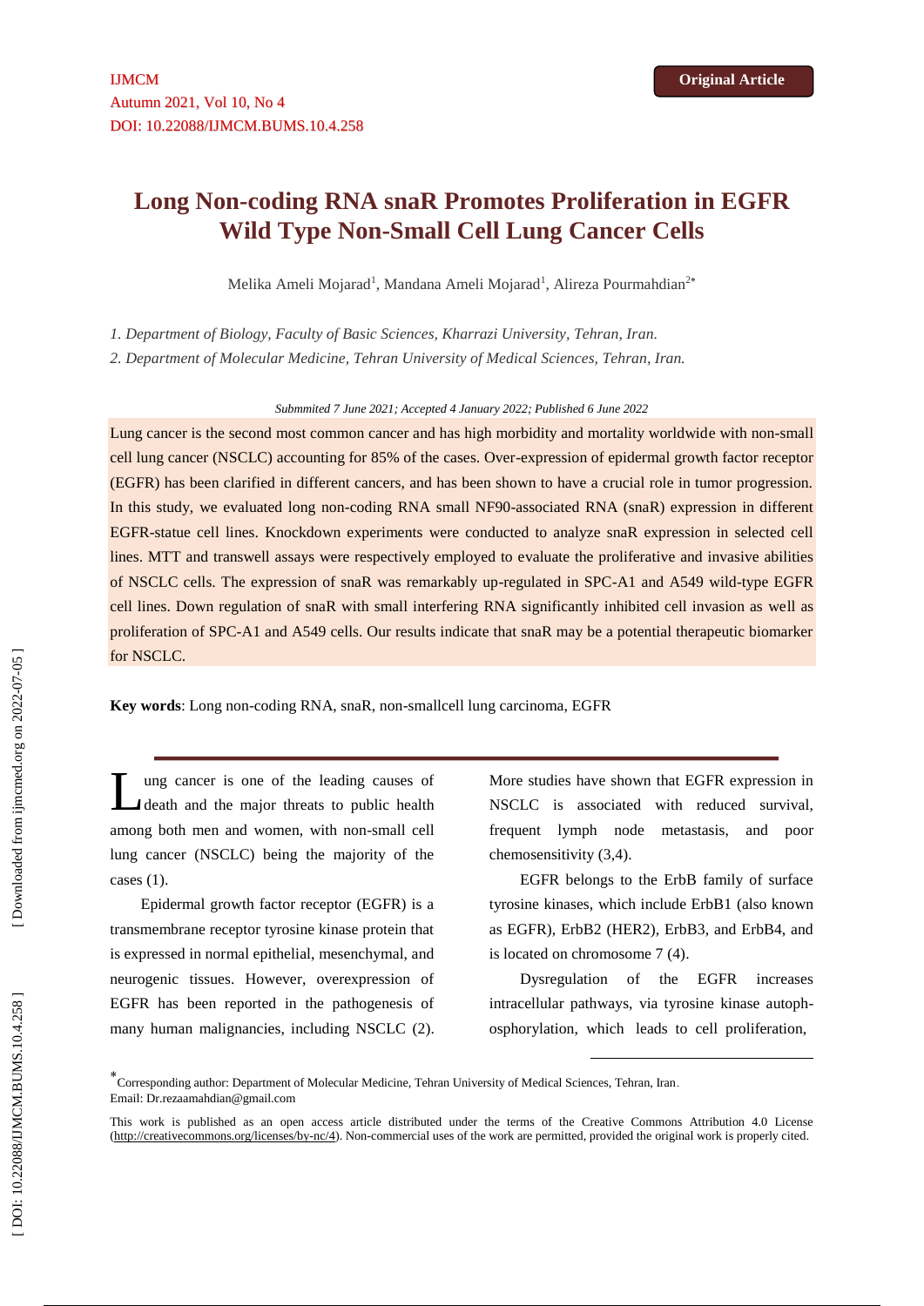IJMCM
Autumn 2021, Vol 10, No 4
DOI: 10.22088/IJMCM.BUMS.10.4.258

**Original Article**

# Long Non-coding RNA snaR Promotes Proliferation in EGFR Wild Type Non-Small Cell Lung Cancer Cells

Melika Ameli Mojarad[1], Mandana Ameli Mojarad[1], Alireza Pourmahdian[2*]

*1. Department of Biology, Faculty of Basic Sciences, Kharrazi University, Tehran, Iran.*

*2. Department of Molecular Medicine, Tehran University of Medical Sciences, Tehran, Iran.*

*Submmited 7 June 2021; Accepted 4 January 2022; Published 6 June 2022*

Lung cancer is the second most common cancer and has high morbidity and mortality worldwide with non-small cell lung cancer (NSCLC) accounting for 85% of the cases. Over-expression of epidermal growth factor receptor (EGFR) has been clarified in different cancers, and has been shown to have a crucial role in tumor progression. In this study, we evaluated long non-coding RNA small NF90-associated RNA (snaR) expression in different EGFR-statue cell lines. Knockdown experiments were conducted to analyze snaR expression in selected cell lines. MTT and transwell assays were respectively employed to evaluate the proliferative and invasive abilities of NSCLC cells. The expression of snaR was remarkably up-regulated in SPC-A1 and A549 wild-type EGFR cell lines. Down regulation of snaR with small interfering RNA significantly inhibited cell invasion as well as proliferation of SPC-A1 and A549 cells. Our results indicate that snaR may be a potential therapeutic biomarker for NSCLC.

**Key words**: Long non-coding RNA, snaR, non-smallcell lung carcinoma, EGFR

Lung cancer is one of the leading causes of death and the major threats to public health among both men and women, with non-small cell lung cancer (NSCLC) being the majority of the cases (1).

Epidermal growth factor receptor (EGFR) is a transmembrane receptor tyrosine kinase protein that is expressed in normal epithelial, mesenchymal, and neurogenic tissues. However, overexpression of EGFR has been reported in the pathogenesis of many human malignancies, including NSCLC (2). More studies have shown that EGFR expression in NSCLC is associated with reduced survival, frequent lymph node metastasis, and poor chemosensitivity (3,4).

EGFR belongs to the ErbB family of surface tyrosine kinases, which include ErbB1 (also known as EGFR), ErbB2 (HER2), ErbB3, and ErbB4, and is located on chromosome 7 (4).

Dysregulation of the EGFR increases intracellular pathways, via tyrosine kinase autophosphorylation, which leads to cell proliferation,

*Corresponding author: Department of Molecular Medicine, Tehran University of Medical Sciences, Tehran, Iran.
Email: Dr.rezaamahdian@gmail.com

This work is published as an open access article distributed under the terms of the Creative Commons Attribution 4.0 License (http://creativecommons.org/licenses/by-nc/4). Non-commercial uses of the work are permitted, provided the original work is properly cited.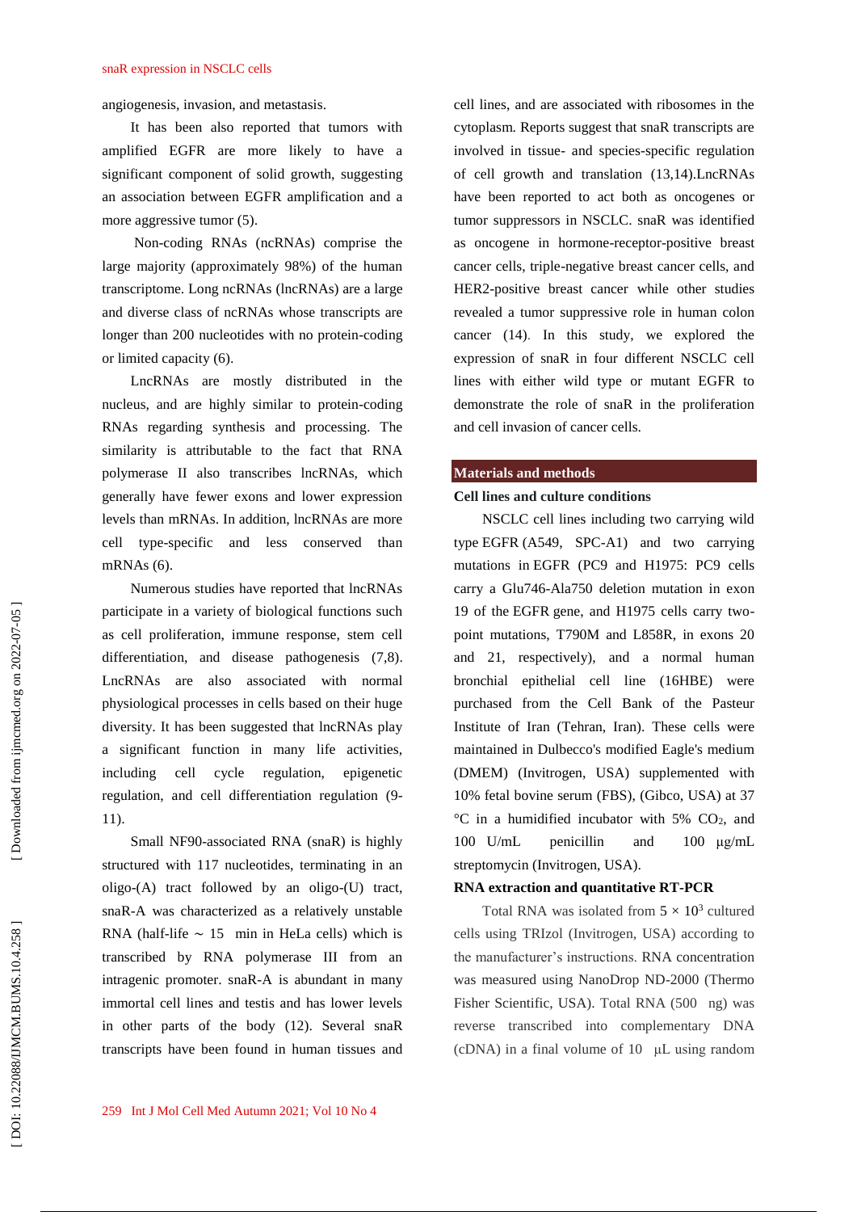angiogenesis, invasion, and metastasis.

It has been also reported that tumors with amplified EGFR are more likely to have a significant component of solid growth, suggesting an association between EGFR amplification and a more aggressive tumor (5).

Non-coding RNAs (ncRNAs) comprise the large majority (approximately 98%) of the human transcriptome. Long ncRNAs (lncRNAs) are a large and diverse class of ncRNAs whose transcripts are longer than 200 nucleotides with no protein-coding or limited capacity (6).

LncRNAs are mostly distributed in the nucleus, and are highly similar to protein-coding RNAs regarding synthesis and processing. The similarity is attributable to the fact that RNA polymerase II also transcribes lncRNAs, which generally have fewer exons and lower expression levels than mRNAs. In addition, lncRNAs are more cell type-specific and less conserved than mRNAs (6).

Numerous studies have reported that lncRNAs participate in a variety of biological functions such as cell proliferation, immune response, stem cell differentiation, and disease pathogenesis (7,8). LncRNAs are also associated with normal physiological processes in cells based on their huge diversity. It has been suggested that lncRNAs play a significant function in many life activities, including cell cycle regulation, epigenetic regulation, and cell differentiation regulation (9-11).

Small NF90-associated RNA (snaR) is highly structured with 117 nucleotides, terminating in an oligo-(A) tract followed by an oligo-(U) tract, snaR-A was characterized as a relatively unstable RNA (half-life ∼ 15 min in HeLa cells) which is transcribed by RNA polymerase III from an intragenic promoter. snaR-A is abundant in many immortal cell lines and testis and has lower levels in other parts of the body (12). Several snaR transcripts have been found in human tissues and cell lines, and are associated with ribosomes in the cytoplasm. Reports suggest that snaR transcripts are involved in tissue- and species-specific regulation of cell growth and translation (13,14).LncRNAs have been reported to act both as oncogenes or tumor suppressors in NSCLC. snaR was identified as oncogene in hormone-receptor-positive breast cancer cells, triple-negative breast cancer cells, and HER2-positive breast cancer while other studies revealed a tumor suppressive role in human colon cancer (14). In this study, we explored the expression of snaR in four different NSCLC cell lines with either wild type or mutant EGFR to demonstrate the role of snaR in the proliferation and cell invasion of cancer cells.

## Materials and methods

### Cell lines and culture conditions

NSCLC cell lines including two carrying wild type EGFR (A549, SPC-A1) and two carrying mutations in EGFR (PC9 and H1975: PC9 cells carry a Glu746-Ala750 deletion mutation in exon 19 of the EGFR gene, and H1975 cells carry two-point mutations, T790M and L858R, in exons 20 and 21, respectively), and a normal human bronchial epithelial cell line (16HBE) were purchased from the Cell Bank of the Pasteur Institute of Iran (Tehran, Iran). These cells were maintained in Dulbecco's modified Eagle's medium (DMEM) (Invitrogen, USA) supplemented with 10% fetal bovine serum (FBS), (Gibco, USA) at 37 °C in a humidified incubator with 5% $CO_2$, and 100 U/mL penicillin and 100 μg/mL streptomycin (Invitrogen, USA).

### RNA extraction and quantitative RT-PCR

Total RNA was isolated from $5 \times 10^3$ cultured cells using TRIzol (Invitrogen, USA) according to the manufacturer's instructions. RNA concentration was measured using NanoDrop ND-2000 (Thermo Fisher Scientific, USA). Total RNA (500 ng) was reverse transcribed into complementary DNA (cDNA) in a final volume of 10 μL using random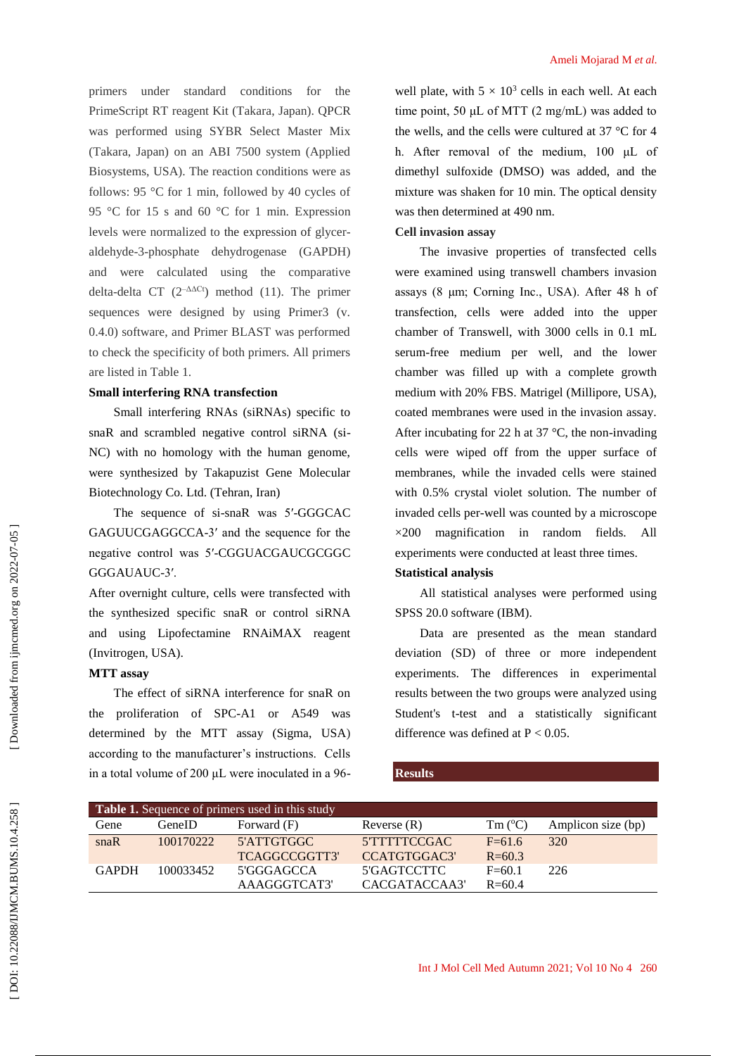primers under standard conditions for the PrimeScript RT reagent Kit (Takara, Japan). QPCR was performed using SYBR Select Master Mix (Takara, Japan) on an ABI 7500 system (Applied Biosystems, USA). The reaction conditions were as follows: 95 °C for 1 min, followed by 40 cycles of 95 °C for 15 s and 60 °C for 1 min. Expression levels were normalized to the expression of glyceraldehyde-3-phosphate dehydrogenase (GAPDH) and were calculated using the comparative delta-delta CT ($2^{-\Delta\Delta Ct}$) method (11). The primer sequences were designed by using Primer3 (v. 0.4.0) software, and Primer BLAST was performed to check the specificity of both primers. All primers are listed in Table 1.

**Small interfering RNA transfection**

Small interfering RNAs (siRNAs) specific to snaR and scrambled negative control siRNA (si-NC) with no homology with the human genome, were synthesized by Takapuzist Gene Molecular Biotechnology Co. Ltd. (Tehran, Iran)

The sequence of si-snaR was 5′-GGGCAC GAGUUCGAGGCCA-3′ and the sequence for the negative control was 5′-CGGUACGAUCGCGGC GGGAUAUC-3′.

After overnight culture, cells were transfected with the synthesized specific snaR or control siRNA and using Lipofectamine RNAiMAX reagent (Invitrogen, USA).

**MTT assay**

The effect of siRNA interference for snaR on the proliferation of SPC-A1 or A549 was determined by the MTT assay (Sigma, USA) according to the manufacturer's instructions. Cells in a total volume of 200 μL were inoculated in a 96-well plate, with $5 \times 10^3$ cells in each well. At each time point, 50 μL of MTT (2 mg/mL) was added to the wells, and the cells were cultured at 37 °C for 4 h. After removal of the medium, 100 μL of dimethyl sulfoxide (DMSO) was added, and the mixture was shaken for 10 min. The optical density was then determined at 490 nm.

**Cell invasion assay**

The invasive properties of transfected cells were examined using transwell chambers invasion assays (8 μm; Corning Inc., USA). After 48 h of transfection, cells were added into the upper chamber of Transwell, with 3000 cells in 0.1 mL serum-free medium per well, and the lower chamber was filled up with a complete growth medium with 20% FBS. Matrigel (Millipore, USA), coated membranes were used in the invasion assay. After incubating for 22 h at 37 °C, the non-invading cells were wiped off from the upper surface of membranes, while the invaded cells were stained with 0.5% crystal violet solution. The number of invaded cells per-well was counted by a microscope ×200 magnification in random fields. All experiments were conducted at least three times.

**Statistical analysis**

All statistical analyses were performed using SPSS 20.0 software (IBM).

Data are presented as the mean standard deviation (SD) of three or more independent experiments. The differences in experimental results between the two groups were analyzed using Student's t-test and a statistically significant difference was defined at $P < 0.05$.

## Results

**Table 1.** Sequence of primers used in this study

| Gene | GeneID | Forward (F) | Reverse (R) | Tm (°C) | Amplicon size (bp) |
|---|---|---|---|---|---|
| snaR | 100170222 | 5'ATTGTGGC TCAGGCCGGTT3' | 5'TTTTTCCGAC CCATGTGGAC3' | F=61.6 R=60.3 | 320 |
| GAPDH | 100033452 | 5'GGGAGCCA AAAGGGTCAT3' | 5'GAGTCCTTC CACGATACCAA3' | F=60.1 R=60.4 | 226 |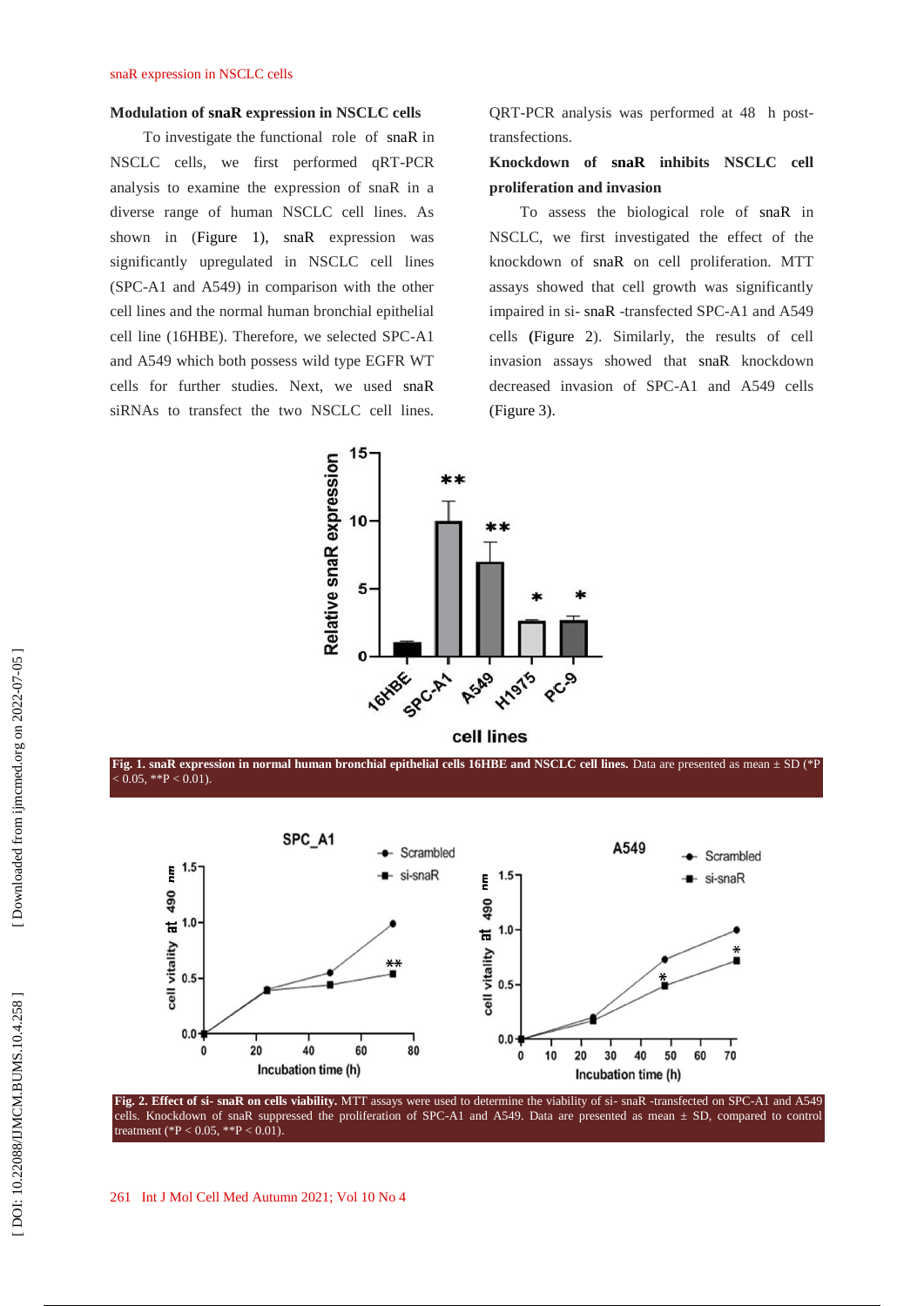### Modulation of snaR expression in NSCLC cells

To investigate the functional role of snaR in NSCLC cells, we first performed qRT-PCR analysis to examine the expression of snaR in a diverse range of human NSCLC cell lines. As shown in (Figure 1), snaR expression was significantly upregulated in NSCLC cell lines (SPC-A1 and A549) in comparison with the other cell lines and the normal human bronchial epithelial cell line (16HBE). Therefore, we selected SPC-A1 and A549 which both possess wild type EGFR WT cells for further studies. Next, we used snaR siRNAs to transfect the two NSCLC cell lines. QRT-PCR analysis was performed at 48 h post-transfections.

### Knockdown of snaR inhibits NSCLC cell proliferation and invasion

To assess the biological role of snaR in NSCLC, we first investigated the effect of the knockdown of snaR on cell proliferation. MTT assays showed that cell growth was significantly impaired in si- snaR -transfected SPC-A1 and A549 cells (Figure 2). Similarly, the results of cell invasion assays showed that snaR knockdown decreased invasion of SPC-A1 and A549 cells (Figure 3).

**Fig. 1. snaR expression in normal human bronchial epithelial cells 16HBE and NSCLC cell lines.** Data are presented as mean ± SD (*P < 0.05, **P < 0.01).

**Fig. 2. Effect of si- snaR on cells viability.** MTT assays were used to determine the viability of si- snaR -transfected on SPC-A1 and A549 cells. Knockdown of snaR suppressed the proliferation of SPC-A1 and A549. Data are presented as mean ± SD, compared to control treatment (*P < 0.05, **P < 0.01).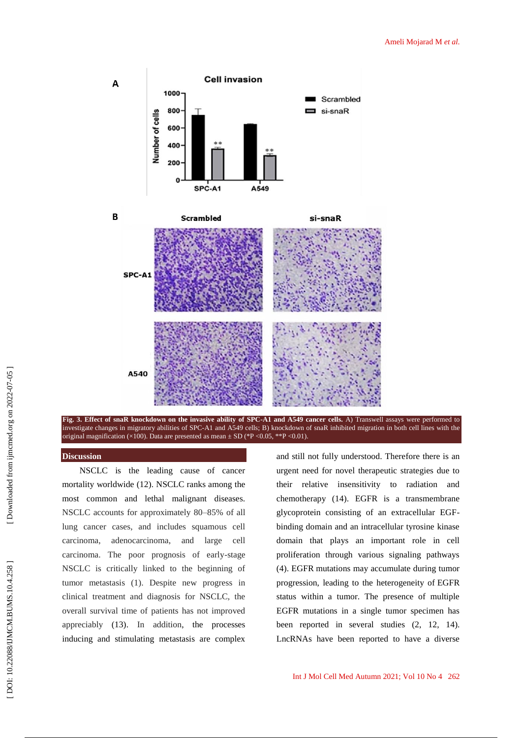**Fig. 3. Effect of snaR knockdown on the invasive ability of SPC-A1 and A549 cancer cells.** A) Transwell assays were performed to investigate changes in migratory abilities of SPC-A1 and A549 cells; B) knockdown of snaR inhibited migration in both cell lines with the original magnification (×100). Data are presented as mean ± SD (*P <0.05, **P <0.01).

## Discussion

NSCLC is the leading cause of cancer mortality worldwide (12). NSCLC ranks among the most common and lethal malignant diseases. NSCLC accounts for approximately 80–85% of all lung cancer cases, and includes squamous cell carcinoma, adenocarcinoma, and large cell carcinoma. The poor prognosis of early-stage NSCLC is critically linked to the beginning of tumor metastasis (1). Despite new progress in clinical treatment and diagnosis for NSCLC, the overall survival time of patients has not improved appreciably (13). In addition, the processes inducing and stimulating metastasis are complex and still not fully understood. Therefore there is an urgent need for novel therapeutic strategies due to their relative insensitivity to radiation and chemotherapy (14). EGFR is a transmembrane glycoprotein consisting of an extracellular EGF-binding domain and an intracellular tyrosine kinase domain that plays an important role in cell proliferation through various signaling pathways (4). EGFR mutations may accumulate during tumor progression, leading to the heterogeneity of EGFR status within a tumor. The presence of multiple EGFR mutations in a single tumor specimen has been reported in several studies (2, 12, 14). LncRNAs have been reported to have a diverse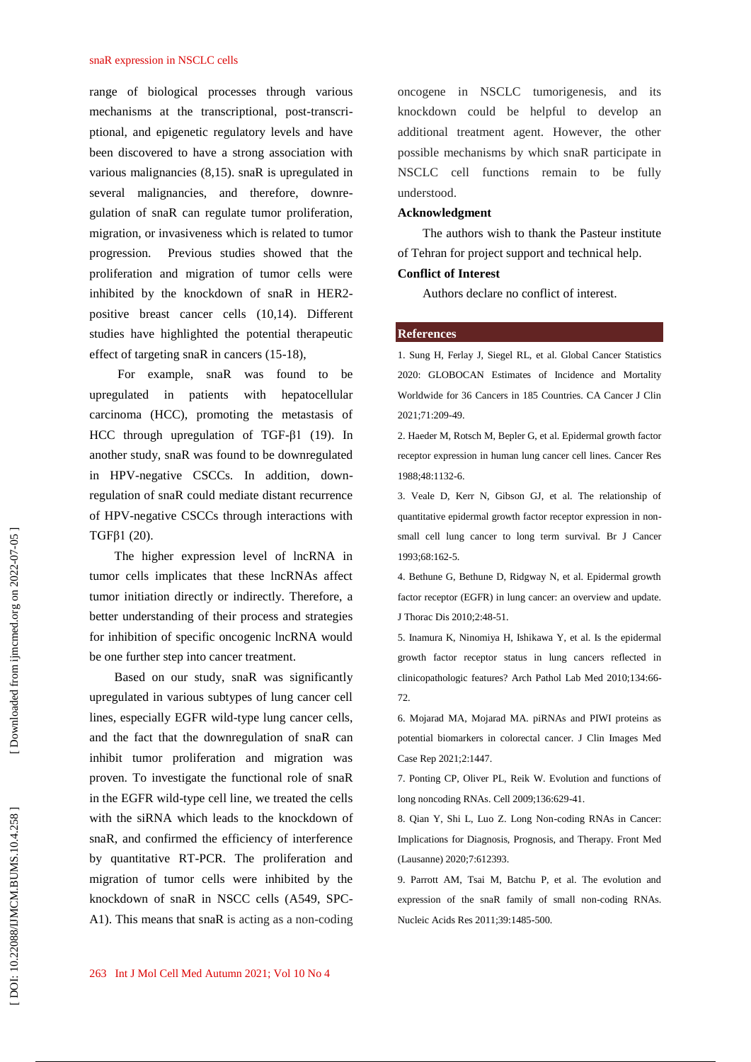range of biological processes through various mechanisms at the transcriptional, post-transcriptional, and epigenetic regulatory levels and have been discovered to have a strong association with various malignancies (8,15). snaR is upregulated in several malignancies, and therefore, downregulation of snaR can regulate tumor proliferation, migration, or invasiveness which is related to tumor progression. Previous studies showed that the proliferation and migration of tumor cells were inhibited by the knockdown of snaR in HER2-positive breast cancer cells (10,14). Different studies have highlighted the potential therapeutic effect of targeting snaR in cancers (15-18),

For example, snaR was found to be upregulated in patients with hepatocellular carcinoma (HCC), promoting the metastasis of HCC through upregulation of TGF-β1 (19). In another study, snaR was found to be downregulated in HPV-negative CSCCs. In addition, downregulation of snaR could mediate distant recurrence of HPV-negative CSCCs through interactions with TGFβ1 (20).

The higher expression level of lncRNA in tumor cells implicates that these lncRNAs affect tumor initiation directly or indirectly. Therefore, a better understanding of their process and strategies for inhibition of specific oncogenic lncRNA would be one further step into cancer treatment.

Based on our study, snaR was significantly upregulated in various subtypes of lung cancer cell lines, especially EGFR wild-type lung cancer cells, and the fact that the downregulation of snaR can inhibit tumor proliferation and migration was proven. To investigate the functional role of snaR in the EGFR wild-type cell line, we treated the cells with the siRNA which leads to the knockdown of snaR, and confirmed the efficiency of interference by quantitative RT-PCR. The proliferation and migration of tumor cells were inhibited by the knockdown of snaR in NSCC cells (A549, SPC-A1). This means that snaR is acting as a non-coding oncogene in NSCLC tumorigenesis, and its knockdown could be helpful to develop an additional treatment agent. However, the other possible mechanisms by which snaR participate in NSCLC cell functions remain to be fully understood.

**Acknowledgment**

The authors wish to thank the Pasteur institute of Tehran for project support and technical help.

**Conflict of Interest**

Authors declare no conflict of interest.

## References

1. Sung H, Ferlay J, Siegel RL, et al. Global Cancer Statistics 2020: GLOBOCAN Estimates of Incidence and Mortality Worldwide for 36 Cancers in 185 Countries. CA Cancer J Clin 2021;71:209-49.

2. Haeder M, Rotsch M, Bepler G, et al. Epidermal growth factor receptor expression in human lung cancer cell lines. Cancer Res 1988;48:1132-6.

3. Veale D, Kerr N, Gibson GJ, et al. The relationship of quantitative epidermal growth factor receptor expression in non-small cell lung cancer to long term survival. Br J Cancer 1993;68:162-5.

4. Bethune G, Bethune D, Ridgway N, et al. Epidermal growth factor receptor (EGFR) in lung cancer: an overview and update. J Thorac Dis 2010;2:48-51.

5. Inamura K, Ninomiya H, Ishikawa Y, et al. Is the epidermal growth factor receptor status in lung cancers reflected in clinicopathologic features? Arch Pathol Lab Med 2010;134:66-72.

6. Mojarad MA, Mojarad MA. piRNAs and PIWI proteins as potential biomarkers in colorectal cancer. J Clin Images Med Case Rep 2021;2:1447.

7. Ponting CP, Oliver PL, Reik W. Evolution and functions of long noncoding RNAs. Cell 2009;136:629-41.

8. Qian Y, Shi L, Luo Z. Long Non-coding RNAs in Cancer: Implications for Diagnosis, Prognosis, and Therapy. Front Med (Lausanne) 2020;7:612393.

9. Parrott AM, Tsai M, Batchu P, et al. The evolution and expression of the snaR family of small non-coding RNAs. Nucleic Acids Res 2011;39:1485-500.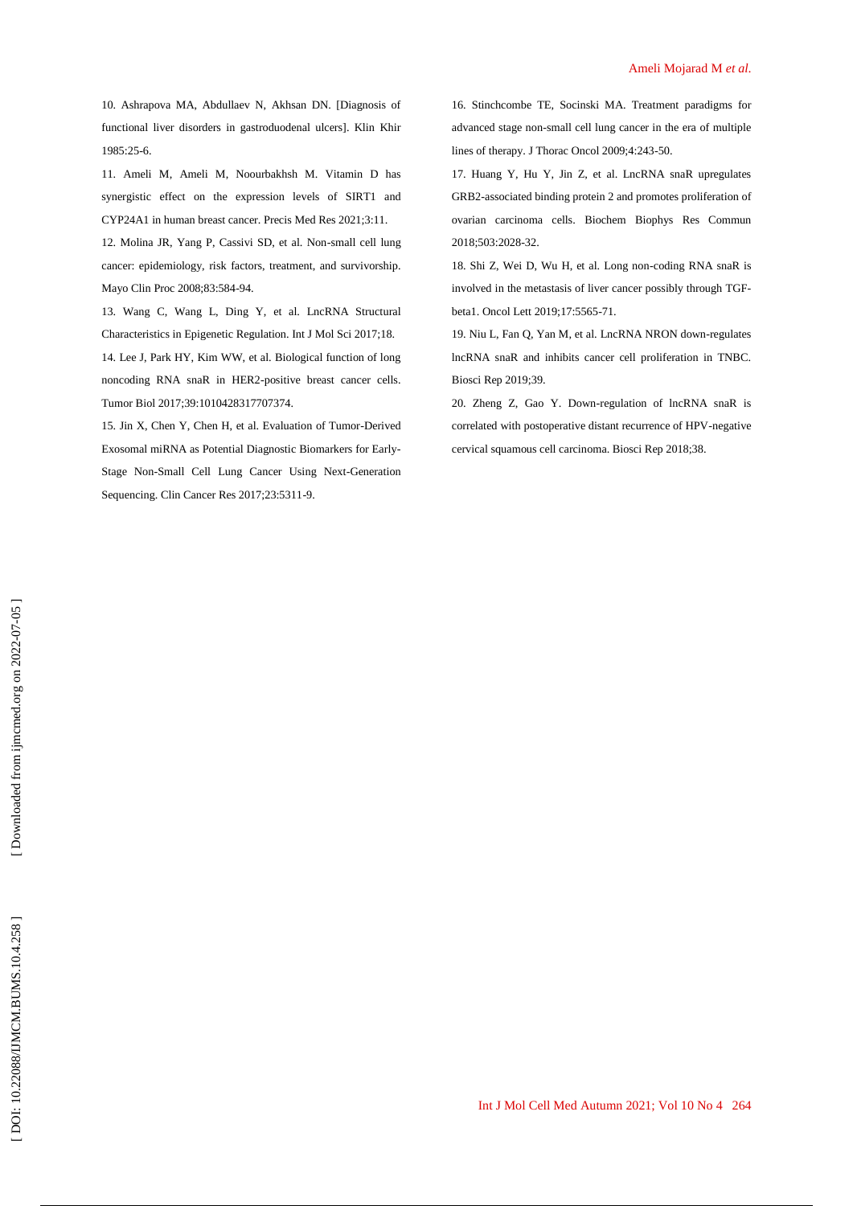10. Ashrapova MA, Abdullaev N, Akhsan DN. [Diagnosis of functional liver disorders in gastroduodenal ulcers]. Klin Khir 1985:25-6.

11. Ameli M, Ameli M, Noourbakhsh M. Vitamin D has synergistic effect on the expression levels of SIRT1 and CYP24A1 in human breast cancer. Precis Med Res 2021;3:11.

12. Molina JR, Yang P, Cassivi SD, et al. Non-small cell lung cancer: epidemiology, risk factors, treatment, and survivorship. Mayo Clin Proc 2008;83:584-94.

13. Wang C, Wang L, Ding Y, et al. LncRNA Structural Characteristics in Epigenetic Regulation. Int J Mol Sci 2017;18.

14. Lee J, Park HY, Kim WW, et al. Biological function of long noncoding RNA snaR in HER2-positive breast cancer cells. Tumor Biol 2017;39:1010428317707374.

15. Jin X, Chen Y, Chen H, et al. Evaluation of Tumor-Derived Exosomal miRNA as Potential Diagnostic Biomarkers for Early-Stage Non-Small Cell Lung Cancer Using Next-Generation Sequencing. Clin Cancer Res 2017;23:5311-9.

16. Stinchcombe TE, Socinski MA. Treatment paradigms for advanced stage non-small cell lung cancer in the era of multiple lines of therapy. J Thorac Oncol 2009;4:243-50.

17. Huang Y, Hu Y, Jin Z, et al. LncRNA snaR upregulates GRB2-associated binding protein 2 and promotes proliferation of ovarian carcinoma cells. Biochem Biophys Res Commun 2018;503:2028-32.

18. Shi Z, Wei D, Wu H, et al. Long non-coding RNA snaR is involved in the metastasis of liver cancer possibly through TGF-beta1. Oncol Lett 2019;17:5565-71.

19. Niu L, Fan Q, Yan M, et al. LncRNA NRON down-regulates lncRNA snaR and inhibits cancer cell proliferation in TNBC. Biosci Rep 2019;39.

20. Zheng Z, Gao Y. Down-regulation of lncRNA snaR is correlated with postoperative distant recurrence of HPV-negative cervical squamous cell carcinoma. Biosci Rep 2018;38.